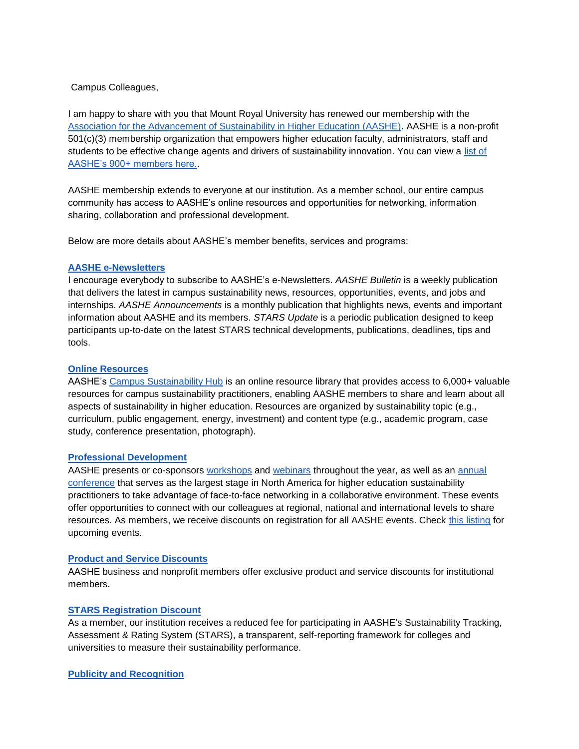Campus Colleagues,

I am happy to share with you that Mount Royal University has renewed our membership with the [Association for the Advancement of Sustainability in Higher Education (AASHE)](). AASHE is a non-profit 501(c)(3) membership organization that empowers higher education faculty, administrators, staff and students to be effective change agents and drivers of sustainability innovation. You can view a [list of AASHE's 900+ members here.]().

AASHE membership extends to everyone at our institution. As a member school, our entire campus community has access to AASHE's online resources and opportunities for networking, information sharing, collaboration and professional development.

Below are more details about AASHE's member benefits, services and programs:

**AASHE e-Newsletters**

I encourage everybody to subscribe to AASHE's e-Newsletters. *AASHE Bulletin* is a weekly publication that delivers the latest in campus sustainability news, resources, opportunities, events, and jobs and internships. *AASHE Announcements* is a monthly publication that highlights news, events and important information about AASHE and its members. *STARS Update* is a periodic publication designed to keep participants up-to-date on the latest STARS technical developments, publications, deadlines, tips and tools.

**Online Resources**

AASHE's Campus Sustainability Hub is an online resource library that provides access to 6,000+ valuable resources for campus sustainability practitioners, enabling AASHE members to share and learn about all aspects of sustainability in higher education. Resources are organized by sustainability topic (e.g., curriculum, public engagement, energy, investment) and content type (e.g., academic program, case study, conference presentation, photograph).

**Professional Development**

AASHE presents or co-sponsors workshops and webinars throughout the year, as well as an annual conference that serves as the largest stage in North America for higher education sustainability practitioners to take advantage of face-to-face networking in a collaborative environment. These events offer opportunities to connect with our colleagues at regional, national and international levels to share resources. As members, we receive discounts on registration for all AASHE events. Check this listing for upcoming events.

**Product and Service Discounts**

AASHE business and nonprofit members offer exclusive product and service discounts for institutional members.

**STARS Registration Discount**

As a member, our institution receives a reduced fee for participating in AASHE's Sustainability Tracking, Assessment & Rating System (STARS), a transparent, self-reporting framework for colleges and universities to measure their sustainability performance.

**Publicity and Recognition**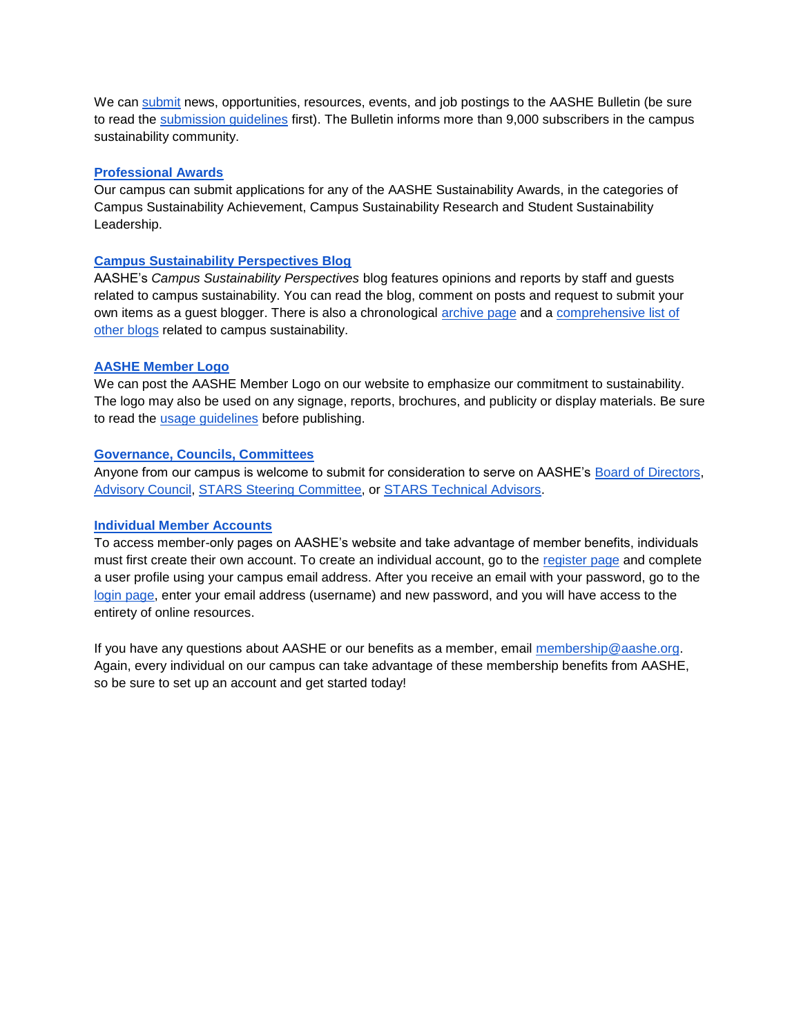We can submit news, opportunities, resources, events, and job postings to the AASHE Bulletin (be sure to read the submission guidelines first). The Bulletin informs more than 9,000 subscribers in the campus sustainability community.

**Professional Awards**

Our campus can submit applications for any of the AASHE Sustainability Awards, in the categories of Campus Sustainability Achievement, Campus Sustainability Research and Student Sustainability Leadership.

**Campus Sustainability Perspectives Blog**

AASHE's *Campus Sustainability Perspectives* blog features opinions and reports by staff and guests related to campus sustainability. You can read the blog, comment on posts and request to submit your own items as a guest blogger. There is also a chronological archive page and a comprehensive list of other blogs related to campus sustainability.

**AASHE Member Logo**

We can post the AASHE Member Logo on our website to emphasize our commitment to sustainability. The logo may also be used on any signage, reports, brochures, and publicity or display materials. Be sure to read the usage guidelines before publishing.

**Governance, Councils, Committees**

Anyone from our campus is welcome to submit for consideration to serve on AASHE's Board of Directors, Advisory Council, STARS Steering Committee, or STARS Technical Advisors.

**Individual Member Accounts**

To access member-only pages on AASHE's website and take advantage of member benefits, individuals must first create their own account. To create an individual account, go to the register page and complete a user profile using your campus email address. After you receive an email with your password, go to the login page, enter your email address (username) and new password, and you will have access to the entirety of online resources.

If you have any questions about AASHE or our benefits as a member, email membership@aashe.org. Again, every individual on our campus can take advantage of these membership benefits from AASHE, so be sure to set up an account and get started today!